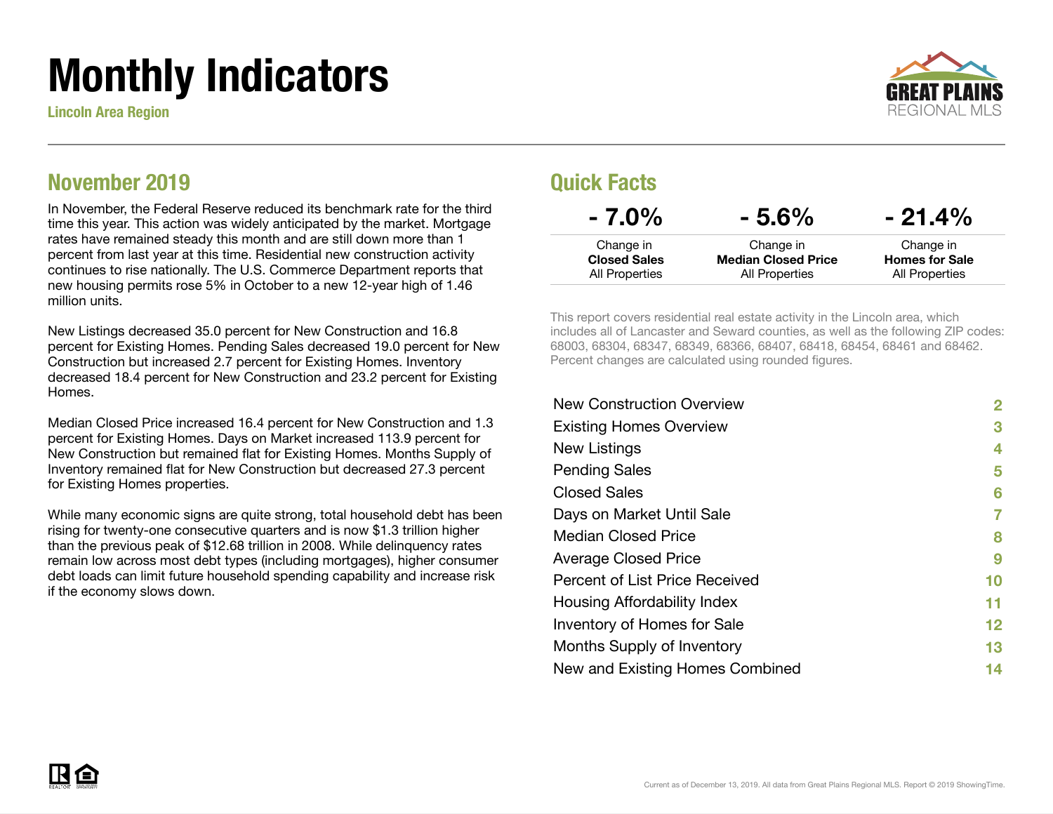# Monthly Indicators

**Lincoln Area Region**

## November 2019

In November, the Federal Reserve reduced its benchmark rate for the third time this year. This action was widely anticipated by the market. Mortgage rates have remained steady this month and are still down more than 1 percent from last year at this time. Residential new construction activity continues to rise nationally. The U.S. Commerce Department reports that new housing permits rose 5% in October to a new 12-year high of 1.46 million units.

New Listings decreased 35.0 percent for New Construction and 16.8 percent for Existing Homes. Pending Sales decreased 19.0 percent for New Construction but increased 2.7 percent for Existing Homes. Inventory decreased 18.4 percent for New Construction and 23.2 percent for Existing Homes.

Median Closed Price increased 16.4 percent for New Construction and 1.3 percent for Existing Homes. Days on Market increased 113.9 percent for New Construction but remained flat for Existing Homes. Months Supply of Inventory remained flat for New Construction but decreased 27.3 percent for Existing Homes properties.

While many economic signs are quite strong, total household debt has been rising for twenty-one consecutive quarters and is now $1.3 trillion higher than the previous peak of $12.68 trillion in 2008. While delinquency rates remain low across most debt types (including mortgages), higher consumer debt loads can limit future household spending capability and increase risk if the economy slows down.

## Quick Facts

| - 7.0% | - 5.6% | - 21.4% |
|---|---|---|
| Change in **Closed Sales** All Properties | Change in **Median Closed Price** All Properties | Change in **Homes for Sale** All Properties |

This report covers residential real estate activity in the Lincoln area, which includes all of Lancaster and Seward counties, as well as the following ZIP codes: 68003, 68304, 68347, 68349, 68366, 68407, 68418, 68454, 68461 and 68462. Percent changes are calculated using rounded figures.

| | |
|---|---|
| New Construction Overview | 2 |
| Existing Homes Overview | 3 |
| New Listings | 4 |
| Pending Sales | 5 |
| Closed Sales | 6 |
| Days on Market Until Sale | 7 |
| Median Closed Price | 8 |
| Average Closed Price | 9 |
| Percent of List Price Received | 10 |
| Housing Affordability Index | 11 |
| Inventory of Homes for Sale | 12 |
| Months Supply of Inventory | 13 |
| New and Existing Homes Combined | 14 |

Current as of December 13, 2019. All data from Great Plains Regional MLS. Report © 2019 ShowingTime.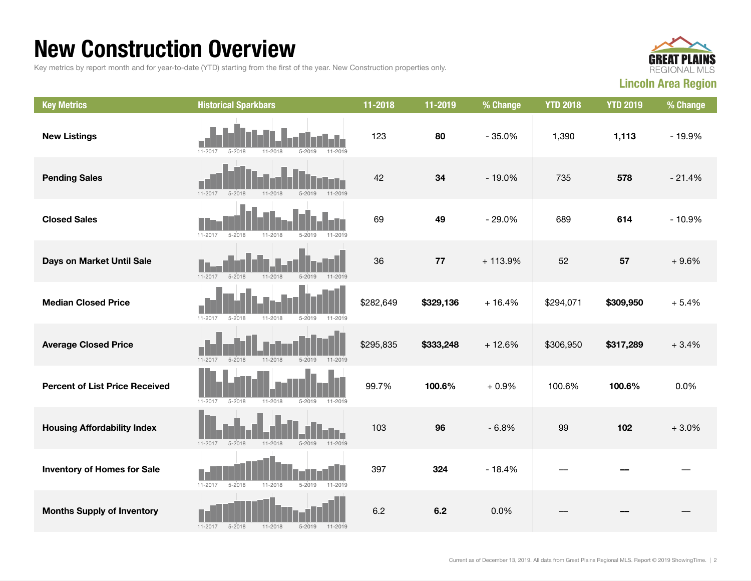# New Construction Overview

Key metrics by report month and for year-to-date (YTD) starting from the first of the year. New Construction properties only.

**GREAT PLAINS REGIONAL MLS**

**Lincoln Area Region**

| Key Metrics | Historical Sparkbars | 11-2018 | 11-2019 | % Change | YTD 2018 | YTD 2019 | % Change |
|---|---|---|---|---|---|---|---|
| **New Listings** | 11-2017 5-2018 11-2018 5-2019 11-2019 | 123 | **80** | - 35.0% | 1,390 | **1,113** | - 19.9% |
| **Pending Sales** | 11-2017 5-2018 11-2018 5-2019 11-2019 | 42 | **34** | - 19.0% | 735 | **578** | - 21.4% |
| **Closed Sales** | 11-2017 5-2018 11-2018 5-2019 11-2019 | 69 | **49** | - 29.0% | 689 | **614** | - 10.9% |
| **Days on Market Until Sale** | 11-2017 5-2018 11-2018 5-2019 11-2019 | 36 | **77** | + 113.9% | 52 | **57** | + 9.6% |
| **Median Closed Price** | 11-2017 5-2018 11-2018 5-2019 11-2019 | $282,649 | **$329,136** | + 16.4% | $294,071 | **$309,950** | + 5.4% |
| **Average Closed Price** | 11-2017 5-2018 11-2018 5-2019 11-2019 | $295,835 | **$333,248** | + 12.6% | $306,950 | **$317,289** | + 3.4% |
| **Percent of List Price Received** | 11-2017 5-2018 11-2018 5-2019 11-2019 | 99.7% | **100.6%** | + 0.9% | 100.6% | **100.6%** | 0.0% |
| **Housing Affordability Index** | 11-2017 5-2018 11-2018 5-2019 11-2019 | 103 | **96** | - 6.8% | 99 | **102** | + 3.0% |
| **Inventory of Homes for Sale** | 11-2017 5-2018 11-2018 5-2019 11-2019 | 397 | **324** | - 18.4% | — | **—** | — |
| **Months Supply of Inventory** | 11-2017 5-2018 11-2018 5-2019 11-2019 | 6.2 | **6.2** | 0.0% | — | **—** | — |

Current as of December 13, 2019. All data from Great Plains Regional MLS. Report © 2019 ShowingTime.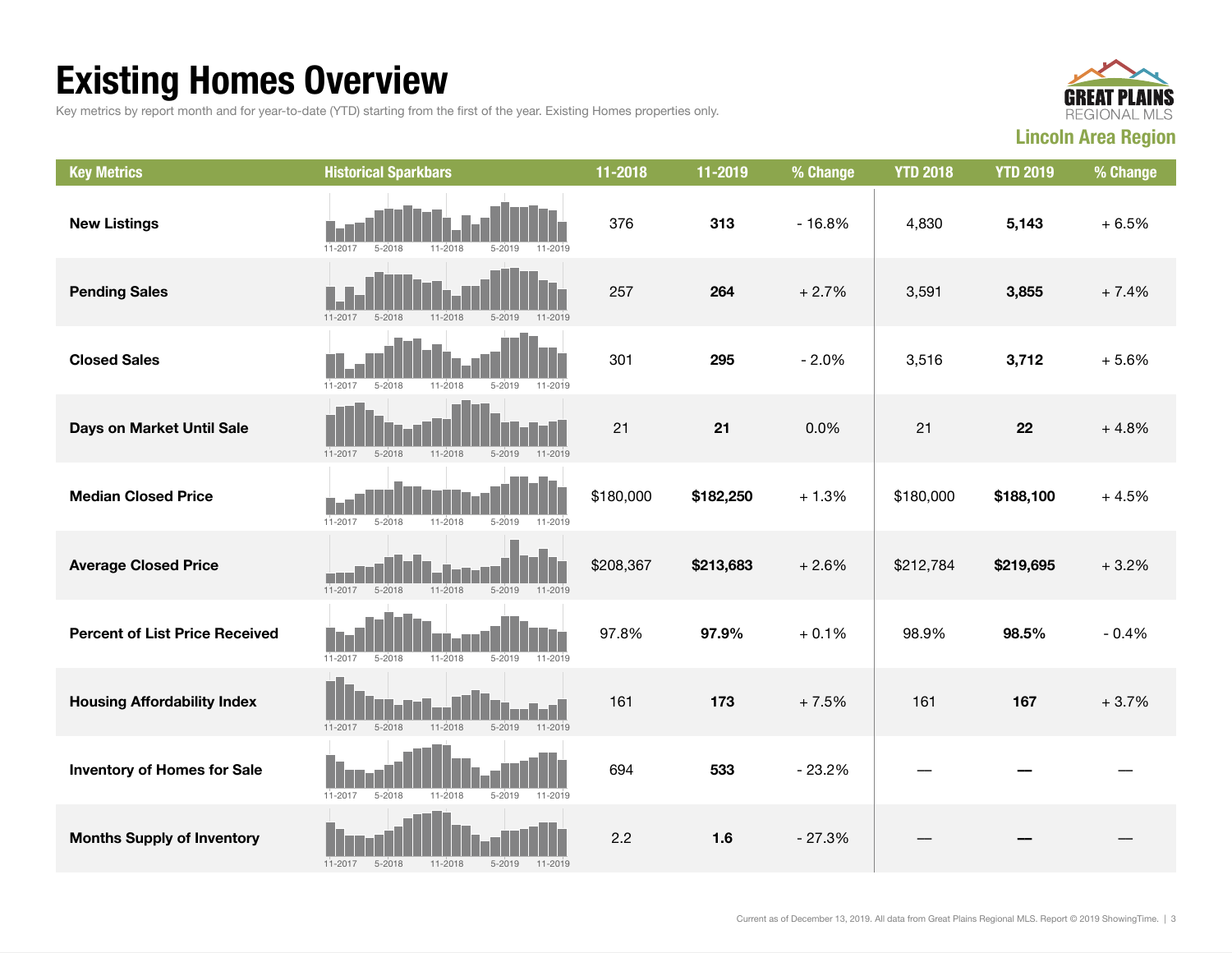# Existing Homes Overview

Key metrics by report month and for year-to-date (YTD) starting from the first of the year. Existing Homes properties only.

**Lincoln Area Region**

| Key Metrics | Historical Sparkbars | 11-2018 | 11-2019 | % Change | YTD 2018 | YTD 2019 | % Change |
|---|---|---|---|---|---|---|---|
| **New Listings** | 11-2017 5-2018 11-2018 5-2019 11-2019 | 376 | **313** | - 16.8% | 4,830 | **5,143** | + 6.5% |
| **Pending Sales** | 11-2017 5-2018 11-2018 5-2019 11-2019 | 257 | **264** | + 2.7% | 3,591 | **3,855** | + 7.4% |
| **Closed Sales** | 11-2017 5-2018 11-2018 5-2019 11-2019 | 301 | **295** | - 2.0% | 3,516 | **3,712** | + 5.6% |
| **Days on Market Until Sale** | 11-2017 5-2018 11-2018 5-2019 11-2019 | 21 | **21** | 0.0% | 21 | **22** | + 4.8% |
| **Median Closed Price** | 11-2017 5-2018 11-2018 5-2019 11-2019 | $180,000 | **$182,250** | + 1.3% | $180,000 | **$188,100** | + 4.5% |
| **Average Closed Price** | 11-2017 5-2018 11-2018 5-2019 11-2019 | $208,367 | **$213,683** | + 2.6% | $212,784 | **$219,695** | + 3.2% |
| **Percent of List Price Received** | 11-2017 5-2018 11-2018 5-2019 11-2019 | 97.8% | **97.9%** | + 0.1% | 98.9% | **98.5%** | - 0.4% |
| **Housing Affordability Index** | 11-2017 5-2018 11-2018 5-2019 11-2019 | 161 | **173** | + 7.5% | 161 | **167** | + 3.7% |
| **Inventory of Homes for Sale** | 11-2017 5-2018 11-2018 5-2019 11-2019 | 694 | **533** | - 23.2% | — | — | — |
| **Months Supply of Inventory** | 11-2017 5-2018 11-2018 5-2019 11-2019 | 2.2 | **1.6** | - 27.3% | — | — | — |

Current as of December 13, 2019. All data from Great Plains Regional MLS. Report © 2019 ShowingTime.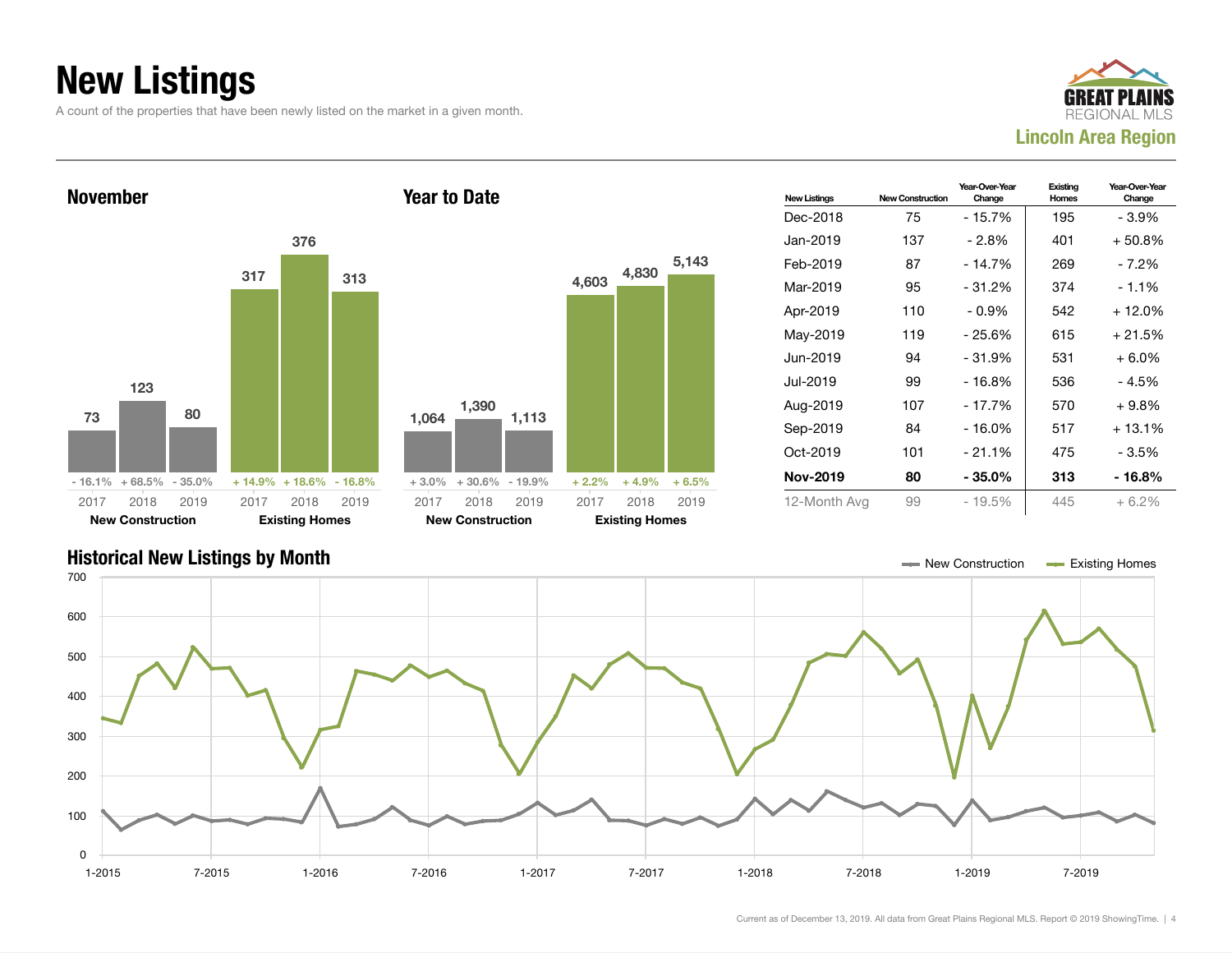# New Listings

A count of the properties that have been newly listed on the market in a given month.

GREAT PLAINS REGIONAL MLS

**Lincoln Area Region**

## November

| | 2017 | 2018 | 2019 |
|---|---|---|---|
| New Construction | 73 | 123 | 80 |
| YoY Change | - 16.1% | + 68.5% | - 35.0% |
| Existing Homes | 317 | 376 | 313 |
| YoY Change | + 14.9% | + 18.6% | - 16.8% |

## Year to Date

| | 2017 | 2018 | 2019 |
|---|---|---|---|
| New Construction | 1,064 | 1,390 | 1,113 |
| YoY Change | + 3.0% | + 30.6% | - 19.9% |
| Existing Homes | 4,603 | 4,830 | 5,143 |
| YoY Change | + 2.2% | + 4.9% | + 6.5% |

| New Listings | New Construction | Year-Over-Year Change | Existing Homes | Year-Over-Year Change |
|---|---|---|---|---|
| Dec-2018 | 75 | - 15.7% | 195 | - 3.9% |
| Jan-2019 | 137 | - 2.8% | 401 | + 50.8% |
| Feb-2019 | 87 | - 14.7% | 269 | - 7.2% |
| Mar-2019 | 95 | - 31.2% | 374 | - 1.1% |
| Apr-2019 | 110 | - 0.9% | 542 | + 12.0% |
| May-2019 | 119 | - 25.6% | 615 | + 21.5% |
| Jun-2019 | 94 | - 31.9% | 531 | + 6.0% |
| Jul-2019 | 99 | - 16.8% | 536 | - 4.5% |
| Aug-2019 | 107 | - 17.7% | 570 | + 9.8% |
| Sep-2019 | 84 | - 16.0% | 517 | + 13.1% |
| Oct-2019 | 101 | - 21.1% | 475 | - 3.5% |
| **Nov-2019** | **80** | **- 35.0%** | **313** | **- 16.8%** |
| 12-Month Avg | 99 | - 19.5% | 445 | + 6.2% |

## Historical New Listings by Month

New Construction — Existing Homes

Current as of December 13, 2019. All data from Great Plains Regional MLS. Report © 2019 ShowingTime.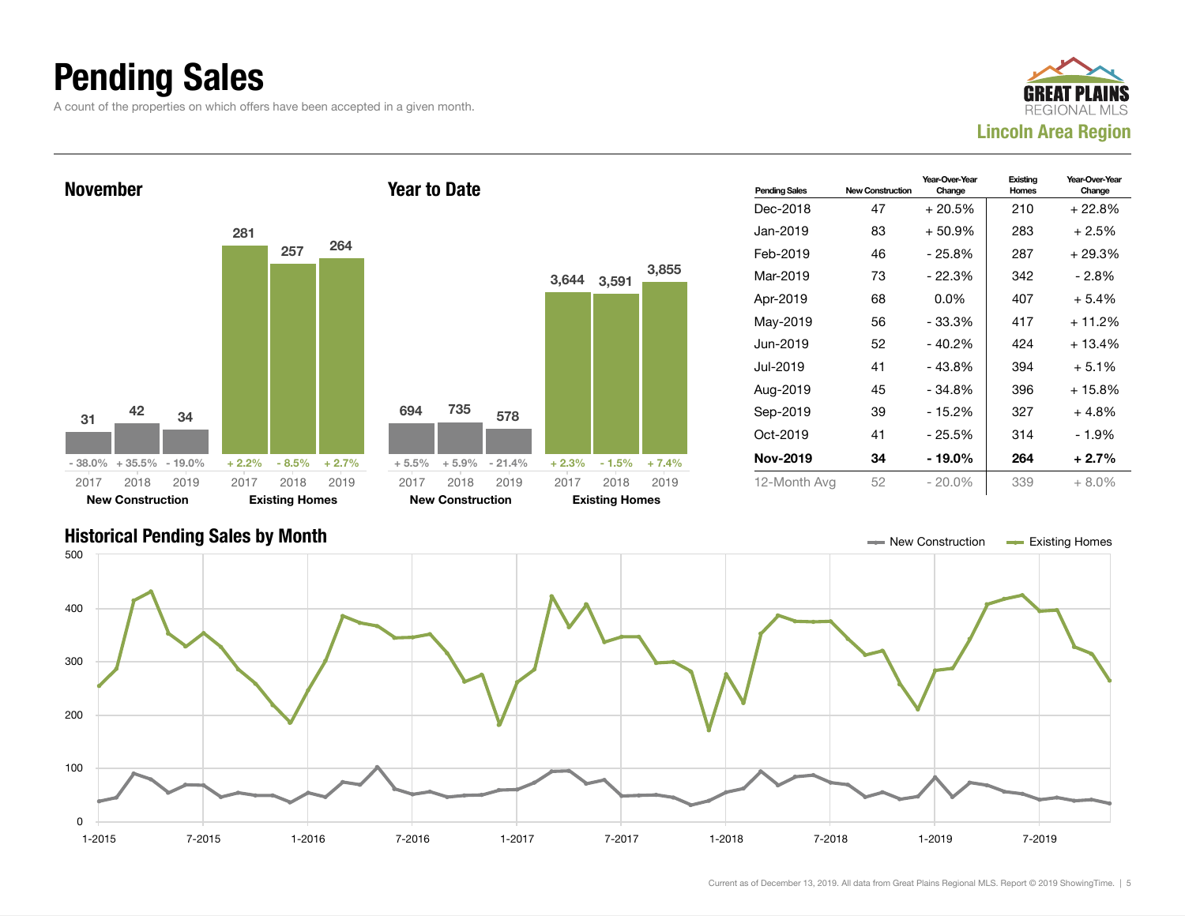# Pending Sales

A count of the properties on which offers have been accepted in a given month.

**GREAT PLAINS** REGIONAL MLS

**Lincoln Area Region**

## November

| | 2017 | 2018 | 2019 |
|---|---|---|---|
| New Construction | 31 | 42 | 34 |
| Change | - 38.0% | + 35.5% | - 19.0% |
| Existing Homes | 281 | 257 | 264 |
| Change | + 2.2% | - 8.5% | + 2.7% |

## Year to Date

| | 2017 | 2018 | 2019 |
|---|---|---|---|
| New Construction | 694 | 735 | 578 |
| Change | + 5.5% | + 5.9% | - 21.4% |
| Existing Homes | 3,644 | 3,591 | 3,855 |
| Change | + 2.3% | - 1.5% | + 7.4% |

| Pending Sales | New Construction | Year-Over-Year Change | Existing Homes | Year-Over-Year Change |
|---|---|---|---|---|
| Dec-2018 | 47 | + 20.5% | 210 | + 22.8% |
| Jan-2019 | 83 | + 50.9% | 283 | + 2.5% |
| Feb-2019 | 46 | - 25.8% | 287 | + 29.3% |
| Mar-2019 | 73 | - 22.3% | 342 | - 2.8% |
| Apr-2019 | 68 | 0.0% | 407 | + 5.4% |
| May-2019 | 56 | - 33.3% | 417 | + 11.2% |
| Jun-2019 | 52 | - 40.2% | 424 | + 13.4% |
| Jul-2019 | 41 | - 43.8% | 394 | + 5.1% |
| Aug-2019 | 45 | - 34.8% | 396 | + 15.8% |
| Sep-2019 | 39 | - 15.2% | 327 | + 4.8% |
| Oct-2019 | 41 | - 25.5% | 314 | - 1.9% |
| **Nov-2019** | **34** | **- 19.0%** | **264** | **+ 2.7%** |
| 12-Month Avg | 52 | - 20.0% | 339 | + 8.0% |

## Historical Pending Sales by Month

New Construction — Existing Homes

Current as of December 13, 2019. All data from Great Plains Regional MLS. Report © 2019 ShowingTime.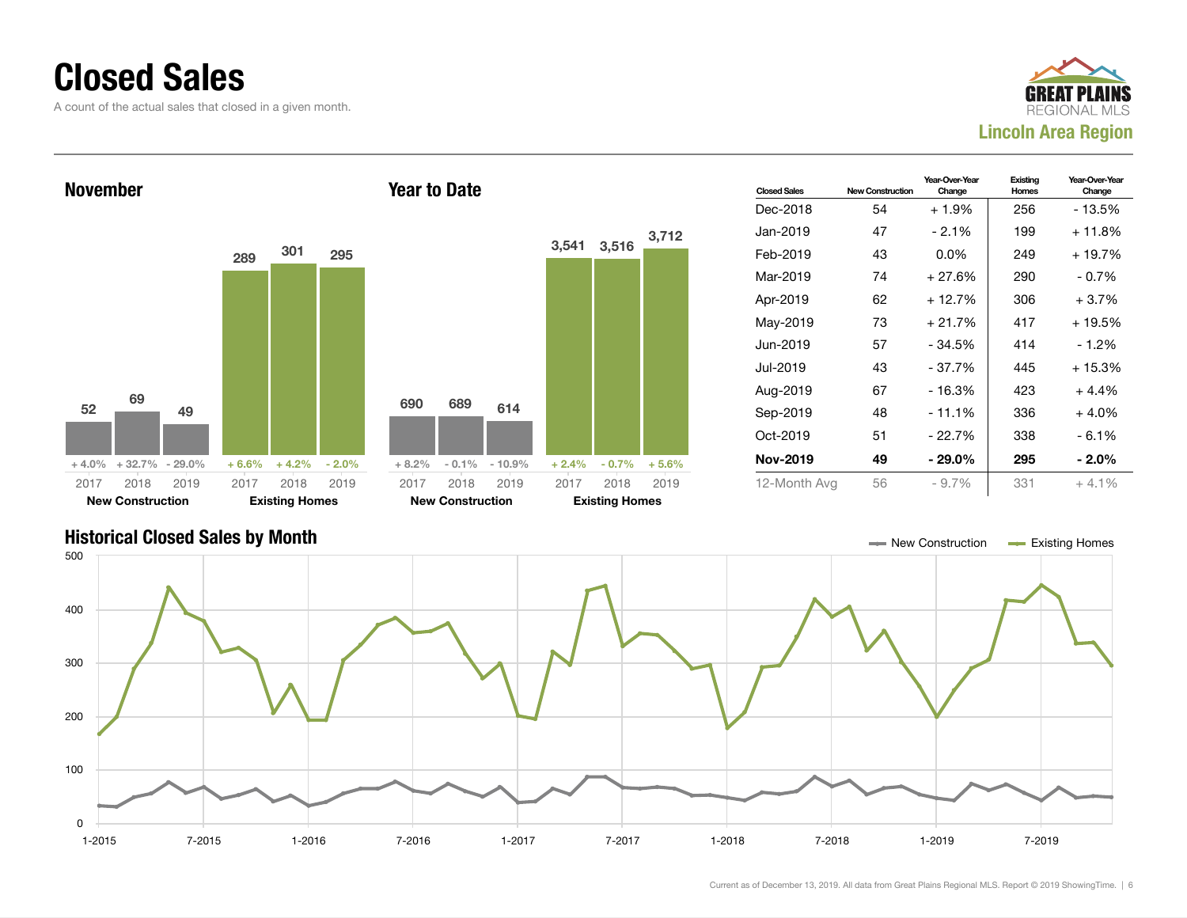# Closed Sales

A count of the actual sales that closed in a given month.

**Lincoln Area Region**

## November

| | 2017 | 2018 | 2019 |
|---|---|---|---|
| New Construction | 52 | 69 | 49 |
| Change | + 4.0% | + 32.7% | - 29.0% |
| Existing Homes | 289 | 301 | 295 |
| Change | + 6.6% | + 4.2% | - 2.0% |

## Year to Date

| | 2017 | 2018 | 2019 |
|---|---|---|---|
| New Construction | 690 | 689 | 614 |
| Change | + 8.2% | - 0.1% | - 10.9% |
| Existing Homes | 3,541 | 3,516 | 3,712 |
| Change | + 2.4% | - 0.7% | + 5.6% |

| Closed Sales | New Construction | Year-Over-Year Change | Existing Homes | Year-Over-Year Change |
|---|---|---|---|---|
| Dec-2018 | 54 | + 1.9% | 256 | - 13.5% |
| Jan-2019 | 47 | - 2.1% | 199 | + 11.8% |
| Feb-2019 | 43 | 0.0% | 249 | + 19.7% |
| Mar-2019 | 74 | + 27.6% | 290 | - 0.7% |
| Apr-2019 | 62 | + 12.7% | 306 | + 3.7% |
| May-2019 | 73 | + 21.7% | 417 | + 19.5% |
| Jun-2019 | 57 | - 34.5% | 414 | - 1.2% |
| Jul-2019 | 43 | - 37.7% | 445 | + 15.3% |
| Aug-2019 | 67 | - 16.3% | 423 | + 4.4% |
| Sep-2019 | 48 | - 11.1% | 336 | + 4.0% |
| Oct-2019 | 51 | - 22.7% | 338 | - 6.1% |
| **Nov-2019** | **49** | **- 29.0%** | **295** | **- 2.0%** |
| 12-Month Avg | 56 | - 9.7% | 331 | + 4.1% |

## Historical Closed Sales by Month

New Construction — Existing Homes

Current as of December 13, 2019. All data from Great Plains Regional MLS. Report © 2019 ShowingTime.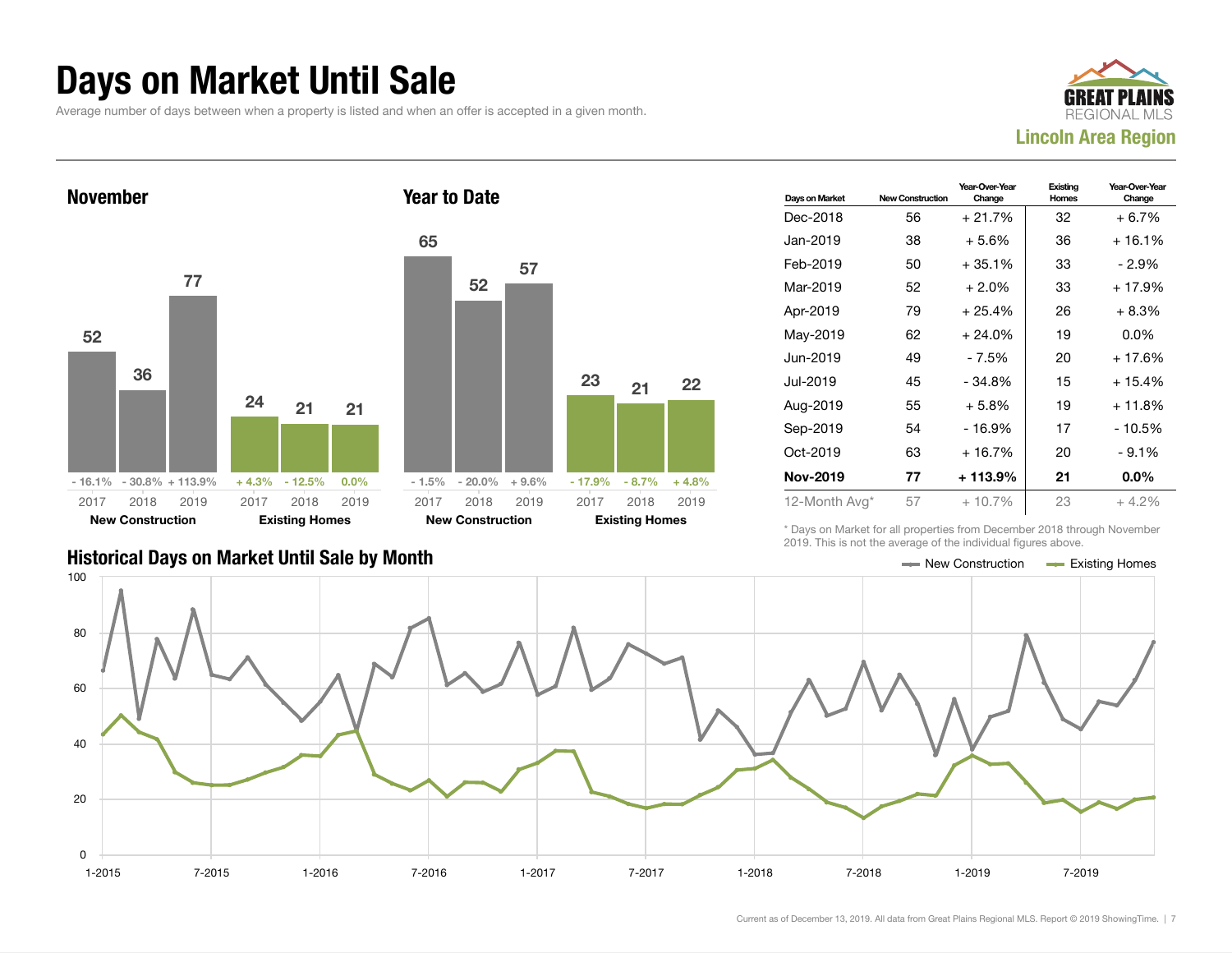# Days on Market Until Sale

Average number of days between when a property is listed and when an offer is accepted in a given month.

GREAT PLAINS REGIONAL MLS

**Lincoln Area Region**

## November

| | 2017 | 2018 | 2019 |
|---|---|---|---|
| New Construction | 52 | 36 | 77 |
| Change | - 16.1% | - 30.8% | + 113.9% |
| Existing Homes | 24 | 21 | 21 |
| Change | + 4.3% | - 12.5% | 0.0% |

## Year to Date

| | 2017 | 2018 | 2019 |
|---|---|---|---|
| New Construction | 65 | 52 | 57 |
| Change | - 1.5% | - 20.0% | + 9.6% |
| Existing Homes | 23 | 21 | 22 |
| Change | - 17.9% | - 8.7% | + 4.8% |

| Days on Market | New Construction | Year-Over-Year Change | Existing Homes | Year-Over-Year Change |
|---|---|---|---|---|
| Dec-2018 | 56 | + 21.7% | 32 | + 6.7% |
| Jan-2019 | 38 | + 5.6% | 36 | + 16.1% |
| Feb-2019 | 50 | + 35.1% | 33 | - 2.9% |
| Mar-2019 | 52 | + 2.0% | 33 | + 17.9% |
| Apr-2019 | 79 | + 25.4% | 26 | + 8.3% |
| May-2019 | 62 | + 24.0% | 19 | 0.0% |
| Jun-2019 | 49 | - 7.5% | 20 | + 17.6% |
| Jul-2019 | 45 | - 34.8% | 15 | + 15.4% |
| Aug-2019 | 55 | + 5.8% | 19 | + 11.8% |
| Sep-2019 | 54 | - 16.9% | 17 | - 10.5% |
| Oct-2019 | 63 | + 16.7% | 20 | - 9.1% |
| **Nov-2019** | **77** | **+ 113.9%** | **21** | **0.0%** |
| 12-Month Avg* | 57 | + 10.7% | 23 | + 4.2% |

\* Days on Market for all properties from December 2018 through November 2019. This is not the average of the individual figures above.

## Historical Days on Market Until Sale by Month

Current as of December 13, 2019. All data from Great Plains Regional MLS. Report © 2019 ShowingTime.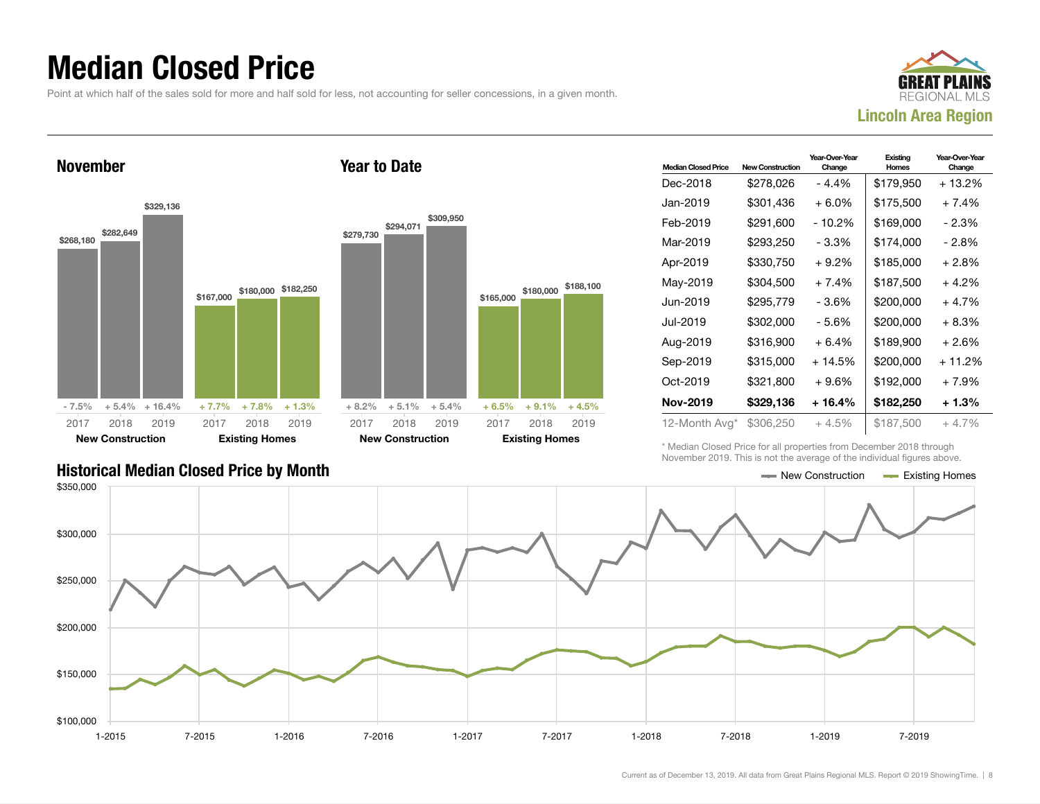# Median Closed Price

Point at which half of the sales sold for more and half sold for less, not accounting for seller concessions, in a given month.

GREAT PLAINS REGIONAL MLS

**Lincoln Area Region**

## November

| | 2017 | 2018 | 2019 |
|---|---|---|---|
| New Construction | $268,180 | $282,649 | $329,136 |
| Change | - 7.5% | + 5.4% | + 16.4% |
| Existing Homes | $167,000 | $180,000 | $182,250 |
| Change | + 7.7% | + 7.8% | + 1.3% |

## Year to Date

| | 2017 | 2018 | 2019 |
|---|---|---|---|
| New Construction | $279,730 | $294,071 | $309,950 |
| Change | + 8.2% | + 5.1% | + 5.4% |
| Existing Homes | $165,000 | $180,000 | $188,100 |
| Change | + 6.5% | + 9.1% | + 4.5% |

| Median Closed Price | New Construction | Year-Over-Year Change | Existing Homes | Year-Over-Year Change |
|---|---|---|---|---|
| Dec-2018 | $278,026 | - 4.4% | $179,950 | + 13.2% |
| Jan-2019 | $301,436 | + 6.0% | $175,500 | + 7.4% |
| Feb-2019 | $291,600 | - 10.2% | $169,000 | - 2.3% |
| Mar-2019 | $293,250 | - 3.3% | $174,000 | - 2.8% |
| Apr-2019 | $330,750 | + 9.2% | $185,000 | + 2.8% |
| May-2019 | $304,500 | + 7.4% | $187,500 | + 4.2% |
| Jun-2019 | $295,779 | - 3.6% | $200,000 | + 4.7% |
| Jul-2019 | $302,000 | - 5.6% | $200,000 | + 8.3% |
| Aug-2019 | $316,900 | + 6.4% | $189,900 | + 2.6% |
| Sep-2019 | $315,000 | + 14.5% | $200,000 | + 11.2% |
| Oct-2019 | $321,800 | + 9.6% | $192,000 | + 7.9% |
| **Nov-2019** | **$329,136** | **+ 16.4%** | **$182,250** | **+ 1.3%** |
| 12-Month Avg* | $306,250 | + 4.5% | $187,500 | + 4.7% |

\* Median Closed Price for all properties from December 2018 through November 2019. This is not the average of the individual figures above.

## Historical Median Closed Price by Month

New Construction / Existing Homes

Current as of December 13, 2019. All data from Great Plains Regional MLS. Report © 2019 ShowingTime.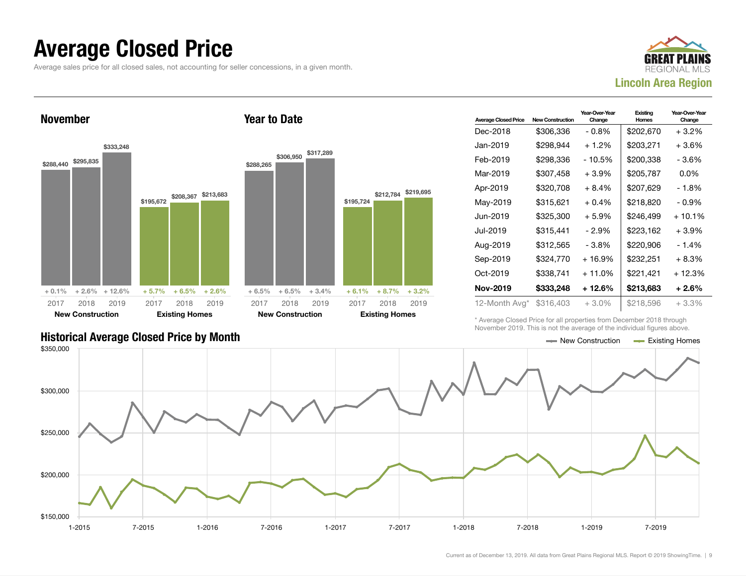# Average Closed Price

Average sales price for all closed sales, not accounting for seller concessions, in a given month.

**Lincoln Area Region**

### November

| | 2017 | 2018 | 2019 |
|---|---|---|---|
| New Construction | $288,440 | $295,835 | $333,248 |
| Change | + 0.1% | + 2.6% | + 12.6% |
| Existing Homes | $195,672 | $208,367 | $213,683 |
| Change | + 5.7% | + 6.5% | + 2.6% |

### Year to Date

| | 2017 | 2018 | 2019 |
|---|---|---|---|
| New Construction | $288,265 | $306,950 | $317,289 |
| Change | + 6.5% | + 6.5% | + 3.4% |
| Existing Homes | $195,724 | $212,784 | $219,695 |
| Change | + 6.1% | + 8.7% | + 3.2% |

| Average Closed Price | New Construction | Year-Over-Year Change | Existing Homes | Year-Over-Year Change |
|---|---|---|---|---|
| Dec-2018 | $306,336 | - 0.8% | $202,670 | + 3.2% |
| Jan-2019 | $298,944 | + 1.2% | $203,271 | + 3.6% |
| Feb-2019 | $298,336 | - 10.5% | $200,338 | - 3.6% |
| Mar-2019 | $307,458 | + 3.9% | $205,787 | 0.0% |
| Apr-2019 | $320,708 | + 8.4% | $207,629 | - 1.8% |
| May-2019 | $315,621 | + 0.4% | $218,820 | - 0.9% |
| Jun-2019 | $325,300 | + 5.9% | $246,499 | + 10.1% |
| Jul-2019 | $315,441 | - 2.9% | $223,162 | + 3.9% |
| Aug-2019 | $312,565 | - 3.8% | $220,906 | - 1.4% |
| Sep-2019 | $324,770 | + 16.9% | $232,251 | + 8.3% |
| Oct-2019 | $338,741 | + 11.0% | $221,421 | + 12.3% |
| **Nov-2019** | **$333,248** | **+ 12.6%** | **$213,683** | **+ 2.6%** |
| 12-Month Avg* | $316,403 | + 3.0% | $218,596 | + 3.3% |

\* Average Closed Price for all properties from December 2018 through November 2019. This is not the average of the individual figures above.

### Historical Average Closed Price by Month

Legend: New Construction, Existing Homes

Current as of December 13, 2019. All data from Great Plains Regional MLS. Report © 2019 ShowingTime.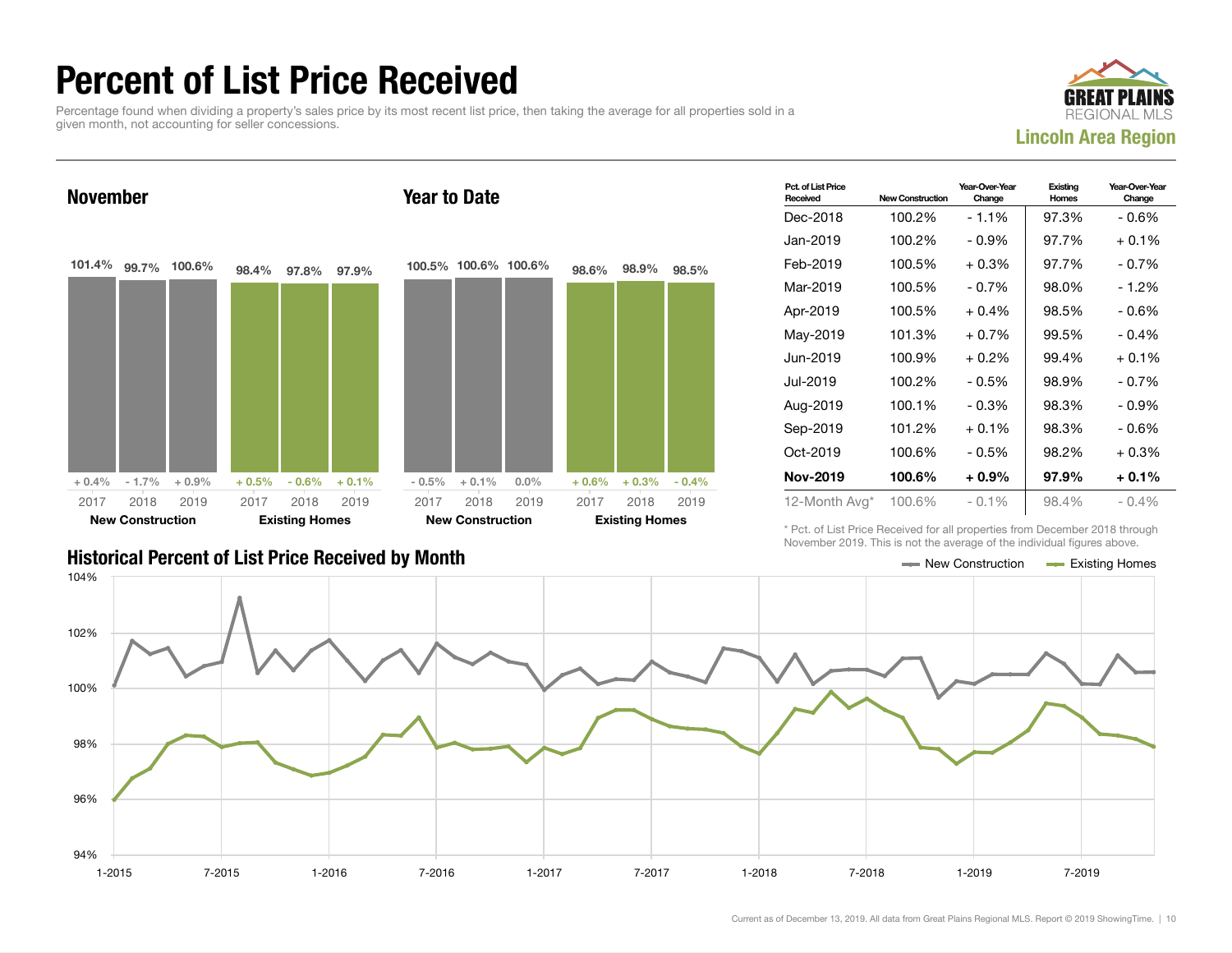# Percent of List Price Received

Percentage found when dividing a property's sales price by its most recent list price, then taking the average for all properties sold in a given month, not accounting for seller concessions.

GREAT PLAINS REGIONAL MLS

**Lincoln Area Region**

## November

| | 2017 | 2018 | 2019 |
|---|---|---|---|
| New Construction | 101.4% (+ 0.4%) | 99.7% (- 1.7%) | 100.6% (+ 0.9%) |
| Existing Homes | 98.4% (+ 0.5%) | 97.8% (- 0.6%) | 97.9% (+ 0.1%) |

## Year to Date

| | 2017 | 2018 | 2019 |
|---|---|---|---|
| New Construction | 100.5% (- 0.5%) | 100.6% (+ 0.1%) | 100.6% (0.0%) |
| Existing Homes | 98.6% (+ 0.6%) | 98.9% (+ 0.3%) | 98.5% (- 0.4%) |

| Pct. of List Price Received | New Construction | Year-Over-Year Change | Existing Homes | Year-Over-Year Change |
|---|---|---|---|---|
| Dec-2018 | 100.2% | - 1.1% | 97.3% | - 0.6% |
| Jan-2019 | 100.2% | - 0.9% | 97.7% | + 0.1% |
| Feb-2019 | 100.5% | + 0.3% | 97.7% | - 0.7% |
| Mar-2019 | 100.5% | - 0.7% | 98.0% | - 1.2% |
| Apr-2019 | 100.5% | + 0.4% | 98.5% | - 0.6% |
| May-2019 | 101.3% | + 0.7% | 99.5% | - 0.4% |
| Jun-2019 | 100.9% | + 0.2% | 99.4% | + 0.1% |
| Jul-2019 | 100.2% | - 0.5% | 98.9% | - 0.7% |
| Aug-2019 | 100.1% | - 0.3% | 98.3% | - 0.9% |
| Sep-2019 | 101.2% | + 0.1% | 98.3% | - 0.6% |
| Oct-2019 | 100.6% | - 0.5% | 98.2% | + 0.3% |
| **Nov-2019** | **100.6%** | **+ 0.9%** | **97.9%** | **+ 0.1%** |
| 12-Month Avg* | 100.6% | - 0.1% | 98.4% | - 0.4% |

\* Pct. of List Price Received for all properties from December 2018 through November 2019. This is not the average of the individual figures above.

## Historical Percent of List Price Received by Month

New Construction — Existing Homes

Current as of December 13, 2019. All data from Great Plains Regional MLS. Report © 2019 ShowingTime.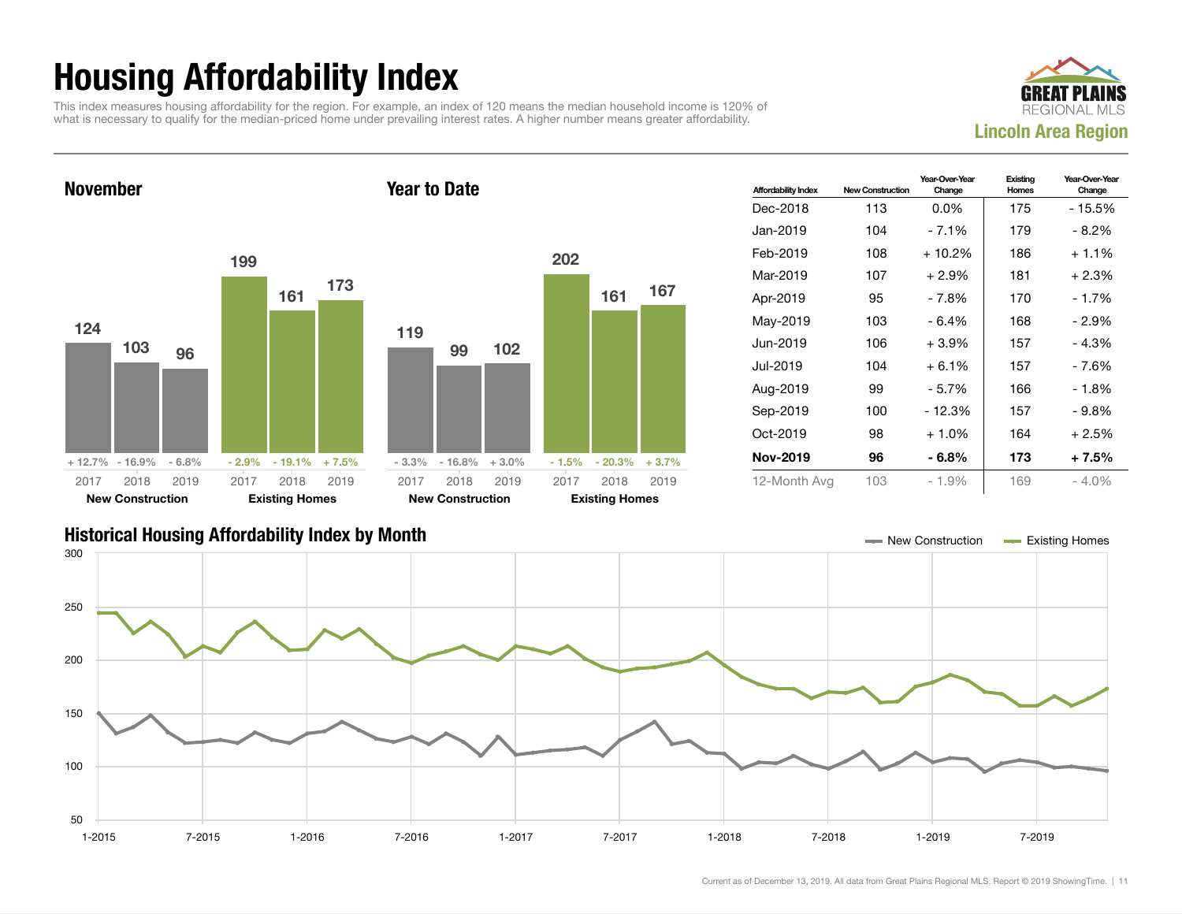# Housing Affordability Index

This index measures housing affordability for the region. For example, an index of 120 means the median household income is 120% of what is necessary to qualify for the median-priced home under prevailing interest rates. A higher number means greater affordability.

GREAT PLAINS REGIONAL MLS

**Lincoln Area Region**

## November

| | 2017 | 2018 | 2019 |
|---|---|---|---|
| New Construction | 124 | 103 | 96 |
| Change | + 12.7% | - 16.9% | - 6.8% |
| Existing Homes | 199 | 161 | 173 |
| Change | - 2.9% | - 19.1% | + 7.5% |

## Year to Date

| | 2017 | 2018 | 2019 |
|---|---|---|---|
| New Construction | 119 | 99 | 102 |
| Change | - 3.3% | - 16.8% | + 3.0% |
| Existing Homes | 202 | 161 | 167 |
| Change | - 1.5% | - 20.3% | + 3.7% |

| Affordability Index | New Construction | Year-Over-Year Change | Existing Homes | Year-Over-Year Change |
|---|---|---|---|---|
| Dec-2018 | 113 | 0.0% | 175 | - 15.5% |
| Jan-2019 | 104 | - 7.1% | 179 | - 8.2% |
| Feb-2019 | 108 | + 10.2% | 186 | + 1.1% |
| Mar-2019 | 107 | + 2.9% | 181 | + 2.3% |
| Apr-2019 | 95 | - 7.8% | 170 | - 1.7% |
| May-2019 | 103 | - 6.4% | 168 | - 2.9% |
| Jun-2019 | 106 | + 3.9% | 157 | - 4.3% |
| Jul-2019 | 104 | + 6.1% | 157 | - 7.6% |
| Aug-2019 | 99 | - 5.7% | 166 | - 1.8% |
| Sep-2019 | 100 | - 12.3% | 157 | - 9.8% |
| Oct-2019 | 98 | + 1.0% | 164 | + 2.5% |
| **Nov-2019** | **96** | **- 6.8%** | **173** | **+ 7.5%** |
| 12-Month Avg | 103 | - 1.9% | 169 | - 4.0% |

## Historical Housing Affordability Index by Month

New Construction — Existing Homes

Current as of December 13, 2019. All data from Great Plains Regional MLS. Report © 2019 ShowingTime.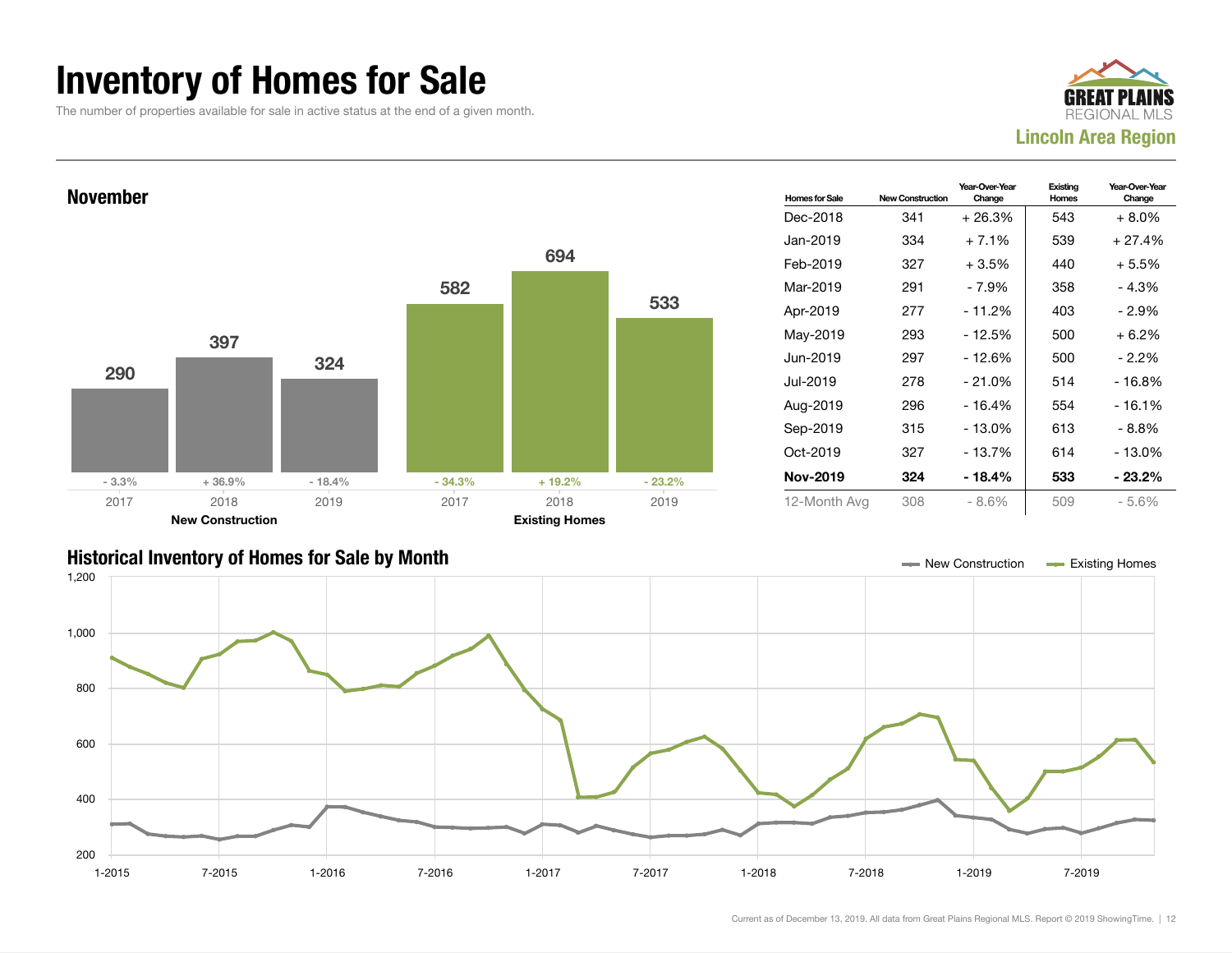# Inventory of Homes for Sale

The number of properties available for sale in active status at the end of a given month.

GREAT PLAINS REGIONAL MLS

**Lincoln Area Region**

## November

| | 2017 | 2018 | 2019 |
|---|---|---|---|
| New Construction | 290 | 397 | 324 |
| Change | - 3.3% | + 36.9% | - 18.4% |
| Existing Homes | 582 | 694 | 533 |
| Change | - 34.3% | + 19.2% | - 23.2% |

| Homes for Sale | New Construction | Year-Over-Year Change | Existing Homes | Year-Over-Year Change |
|---|---|---|---|---|
| Dec-2018 | 341 | + 26.3% | 543 | + 8.0% |
| Jan-2019 | 334 | + 7.1% | 539 | + 27.4% |
| Feb-2019 | 327 | + 3.5% | 440 | + 5.5% |
| Mar-2019 | 291 | - 7.9% | 358 | - 4.3% |
| Apr-2019 | 277 | - 11.2% | 403 | - 2.9% |
| May-2019 | 293 | - 12.5% | 500 | + 6.2% |
| Jun-2019 | 297 | - 12.6% | 500 | - 2.2% |
| Jul-2019 | 278 | - 21.0% | 514 | - 16.8% |
| Aug-2019 | 296 | - 16.4% | 554 | - 16.1% |
| Sep-2019 | 315 | - 13.0% | 613 | - 8.8% |
| Oct-2019 | 327 | - 13.7% | 614 | - 13.0% |
| **Nov-2019** | **324** | **- 18.4%** | **533** | **- 23.2%** |
| 12-Month Avg | 308 | - 8.6% | 509 | - 5.6% |

## Historical Inventory of Homes for Sale by Month

New Construction | Existing Homes

Current as of December 13, 2019. All data from Great Plains Regional MLS. Report © 2019 ShowingTime.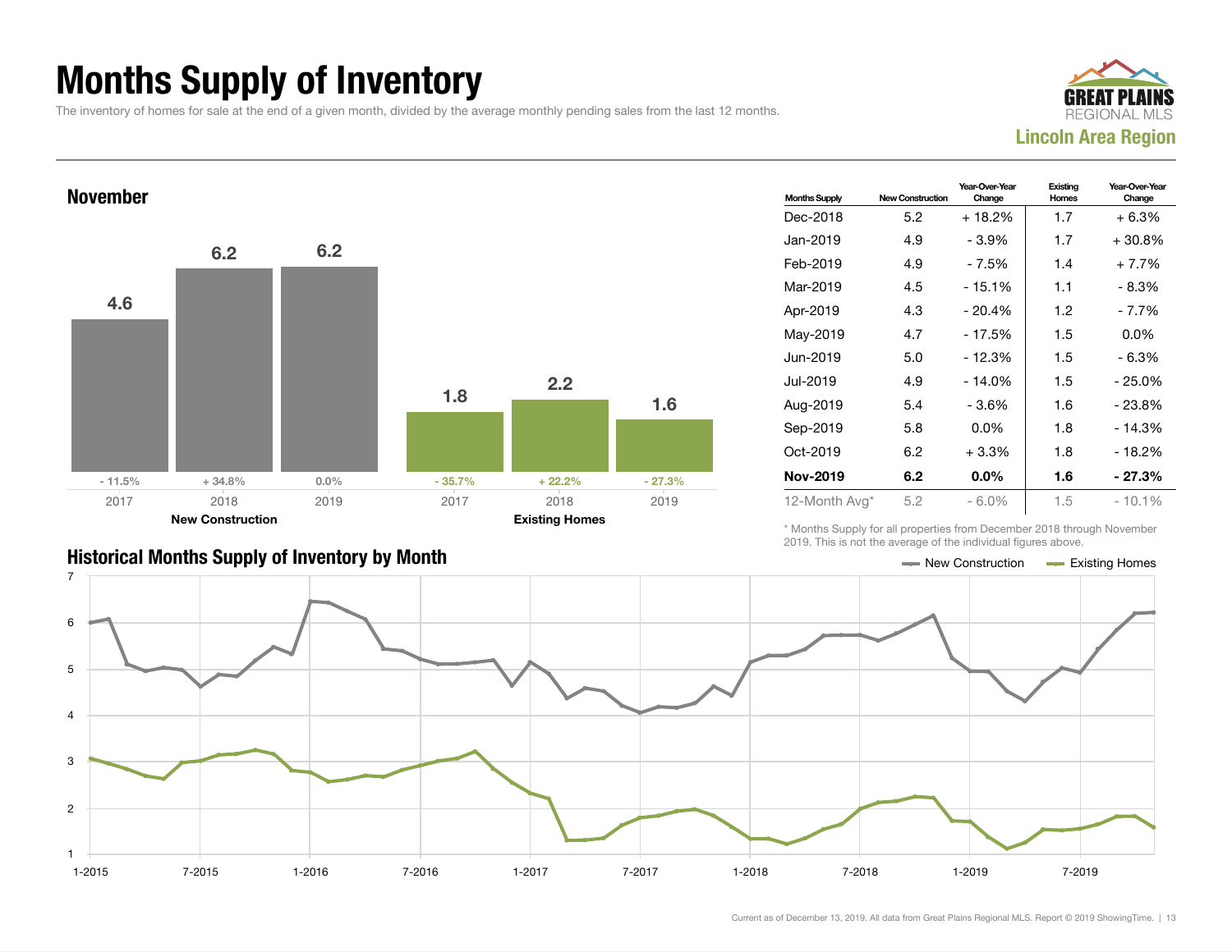# Months Supply of Inventory

The inventory of homes for sale at the end of a given month, divided by the average monthly pending sales from the last 12 months.

GREAT PLAINS REGIONAL MLS

**Lincoln Area Region**

## November

| | 2017 | 2018 | 2019 |
|---|---|---|---|
| New Construction | 4.6 | 6.2 | 6.2 |
| Change | - 11.5% | + 34.8% | 0.0% |
| Existing Homes | 1.8 | 2.2 | 1.6 |
| Change | - 35.7% | + 22.2% | - 27.3% |

| Months Supply | New Construction | Year-Over-Year Change | Existing Homes | Year-Over-Year Change |
|---|---|---|---|---|
| Dec-2018 | 5.2 | + 18.2% | 1.7 | + 6.3% |
| Jan-2019 | 4.9 | - 3.9% | 1.7 | + 30.8% |
| Feb-2019 | 4.9 | - 7.5% | 1.4 | + 7.7% |
| Mar-2019 | 4.5 | - 15.1% | 1.1 | - 8.3% |
| Apr-2019 | 4.3 | - 20.4% | 1.2 | - 7.7% |
| May-2019 | 4.7 | - 17.5% | 1.5 | 0.0% |
| Jun-2019 | 5.0 | - 12.3% | 1.5 | - 6.3% |
| Jul-2019 | 4.9 | - 14.0% | 1.5 | - 25.0% |
| Aug-2019 | 5.4 | - 3.6% | 1.6 | - 23.8% |
| Sep-2019 | 5.8 | 0.0% | 1.8 | - 14.3% |
| Oct-2019 | 6.2 | + 3.3% | 1.8 | - 18.2% |
| **Nov-2019** | **6.2** | **0.0%** | **1.6** | **- 27.3%** |
| 12-Month Avg* | 5.2 | - 6.0% | 1.5 | - 10.1% |

\* Months Supply for all properties from December 2018 through November 2019. This is not the average of the individual figures above.

## Historical Months Supply of Inventory by Month

Legend: New Construction, Existing Homes (line chart, 1-2015 through 11-2019)

Current as of December 13, 2019. All data from Great Plains Regional MLS. Report © 2019 ShowingTime.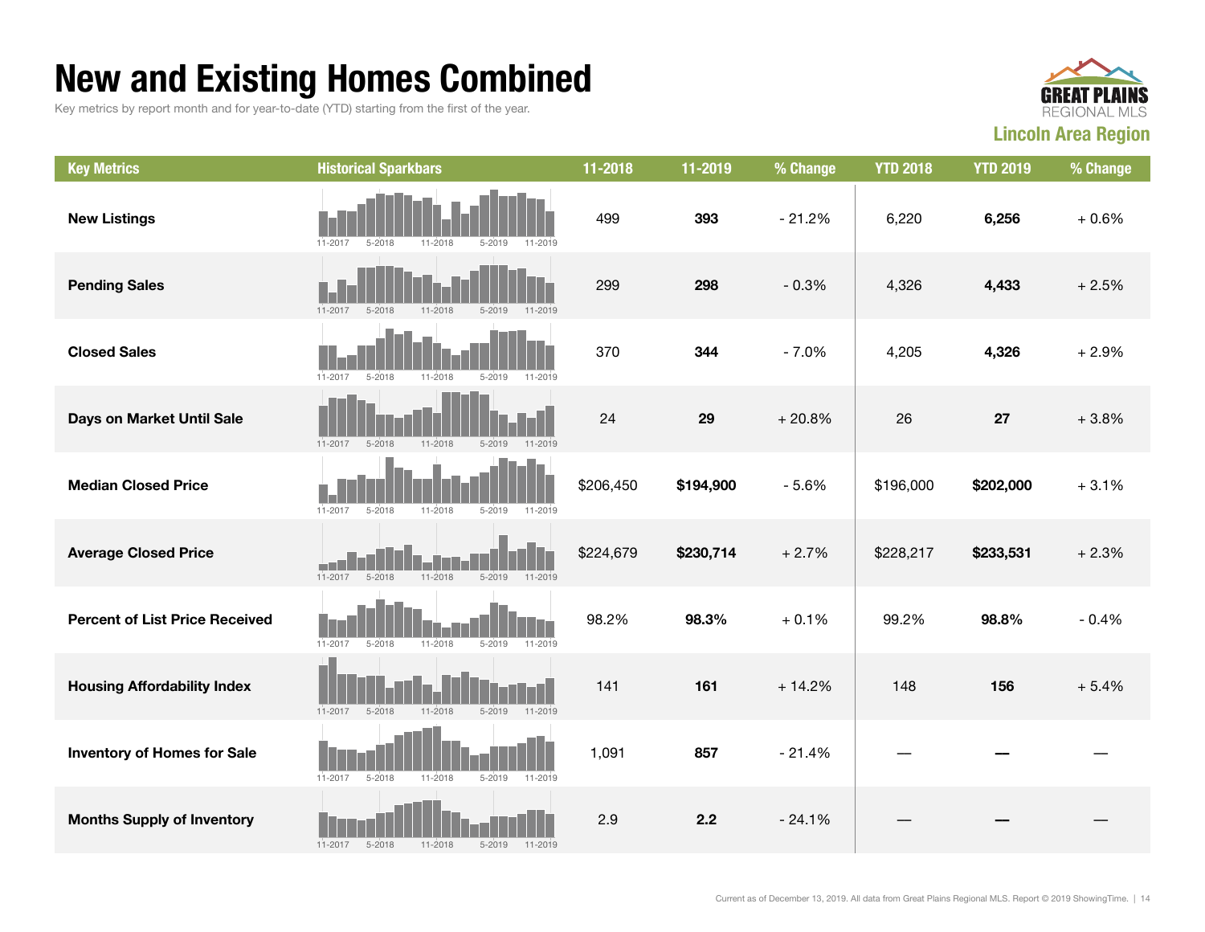# New and Existing Homes Combined

Key metrics by report month and for year-to-date (YTD) starting from the first of the year.

GREAT PLAINS REGIONAL MLS

**Lincoln Area Region**

| Key Metrics | Historical Sparkbars | 11-2018 | 11-2019 | % Change | YTD 2018 | YTD 2019 | % Change |
|---|---|---|---|---|---|---|---|
| **New Listings** | 11-2017 5-2018 11-2018 5-2019 11-2019 | 499 | **393** | - 21.2% | 6,220 | **6,256** | + 0.6% |
| **Pending Sales** | 11-2017 5-2018 11-2018 5-2019 11-2019 | 299 | **298** | - 0.3% | 4,326 | **4,433** | + 2.5% |
| **Closed Sales** | 11-2017 5-2018 11-2018 5-2019 11-2019 | 370 | **344** | - 7.0% | 4,205 | **4,326** | + 2.9% |
| **Days on Market Until Sale** | 11-2017 5-2018 11-2018 5-2019 11-2019 | 24 | **29** | + 20.8% | 26 | **27** | + 3.8% |
| **Median Closed Price** | 11-2017 5-2018 11-2018 5-2019 11-2019 | $206,450 | **$194,900** | - 5.6% | $196,000 | **$202,000** | + 3.1% |
| **Average Closed Price** | 11-2017 5-2018 11-2018 5-2019 11-2019 | $224,679 | **$230,714** | + 2.7% | $228,217 | **$233,531** | + 2.3% |
| **Percent of List Price Received** | 11-2017 5-2018 11-2018 5-2019 11-2019 | 98.2% | **98.3%** | + 0.1% | 99.2% | **98.8%** | - 0.4% |
| **Housing Affordability Index** | 11-2017 5-2018 11-2018 5-2019 11-2019 | 141 | **161** | + 14.2% | 148 | **156** | + 5.4% |
| **Inventory of Homes for Sale** | 11-2017 5-2018 11-2018 5-2019 11-2019 | 1,091 | **857** | - 21.4% | — | **—** | — |
| **Months Supply of Inventory** | 11-2017 5-2018 11-2018 5-2019 11-2019 | 2.9 | **2.2** | - 24.1% | — | **—** | — |

Current as of December 13, 2019. All data from Great Plains Regional MLS. Report © 2019 ShowingTime.